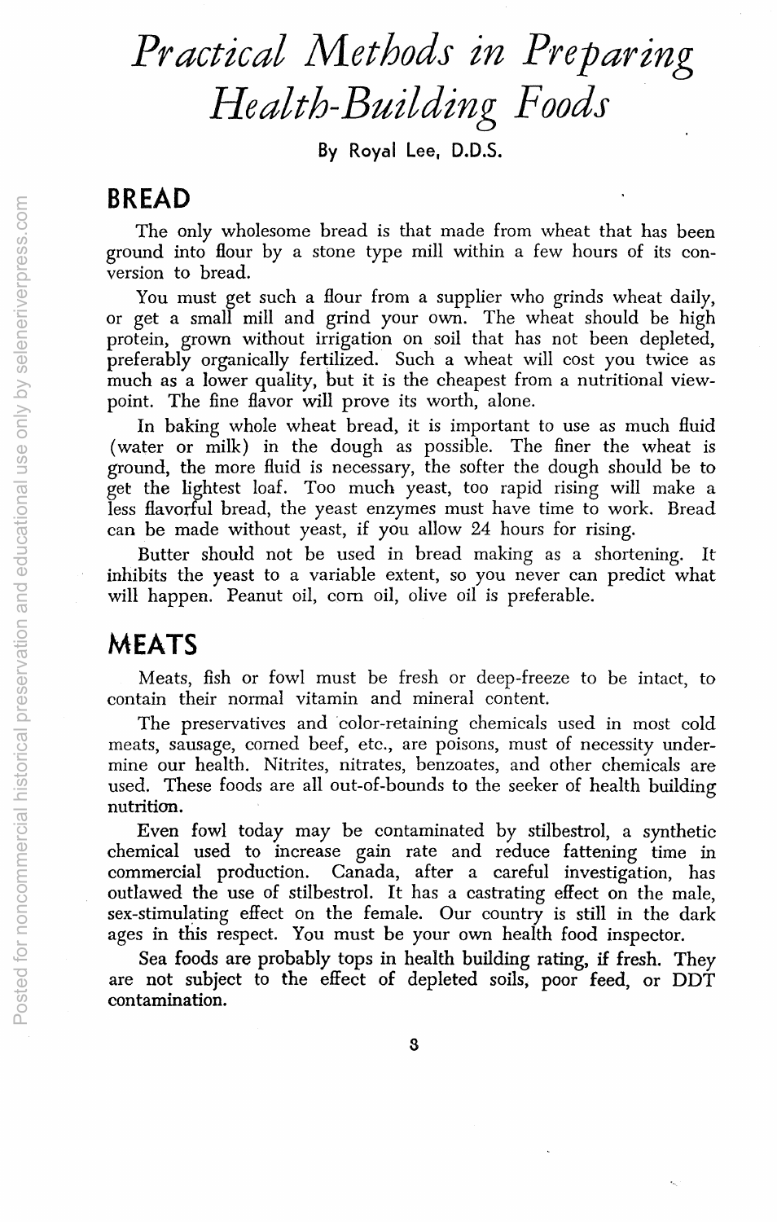# *Practical Methods in Preparing Health-Building Foods*

By Royal Lee, D.D.S.

## BREAD

The only wholesome bread is that made from wheat that has been ground into flour by a stone type mill within a few hours of its conversion to bread.

You must get such a flour from a supplier who grinds wheat daily, or get a small mill and grind your own. The wheat should be high protein, grown without irrigation on soil that has not been depleted, preferably organically fertilized. Such a wheat will cost you twice as much as a lower quality, but it is the cheapest from a nutritional viewpoint. The fine flavor will prove its worth, alone.

In baking whole wheat bread, it is important to use as much fluid (water or milk) in the dough as possible. The finer the wheat is ground, the more fluid is necessary, the softer the dough should be to get the lightest loaf. Too much yeast, too rapid rising will make a less flavorful bread, the yeast enzymes must have time to work. Bread can be made without yeast, if you allow 24 hours for rising.

Butter should not be used in bread making as a shortening. It inhibits the yeast to a variable extent, so you never can predict what will happen. Peanut oil, corn oil, olive oil is preferable.

## MEATS

Meats, fish or fowl must be fresh or deep-freeze to be intact, to contain their normal vitamin and mineral content.

The preservatives and color-retaining chemicals used in most cold meats, sausage, corned beef, etc., are poisons, must of necessity undermine our health. Nitrites, nitrates, benzoates, and other chemicals are used. These foods are all out-of-bounds to the seeker of health building nutrition.

Even fowl today may be contaminated by stilbestrol, a synthetic chemical used to increase gain rate and reduce fattening time in commercial production. Canada, after a careful investigation, has outlawed the use of stilbestrol. It has a castrating effect on the male, sex-stimulating effect on the female. Our country is still in the dark ages in this respect. You must be your own health food inspector.

Sea foods are probably tops in health building rating, if fresh. They are not subject to the effect of depleted soils, poor feed, or DDT contamination.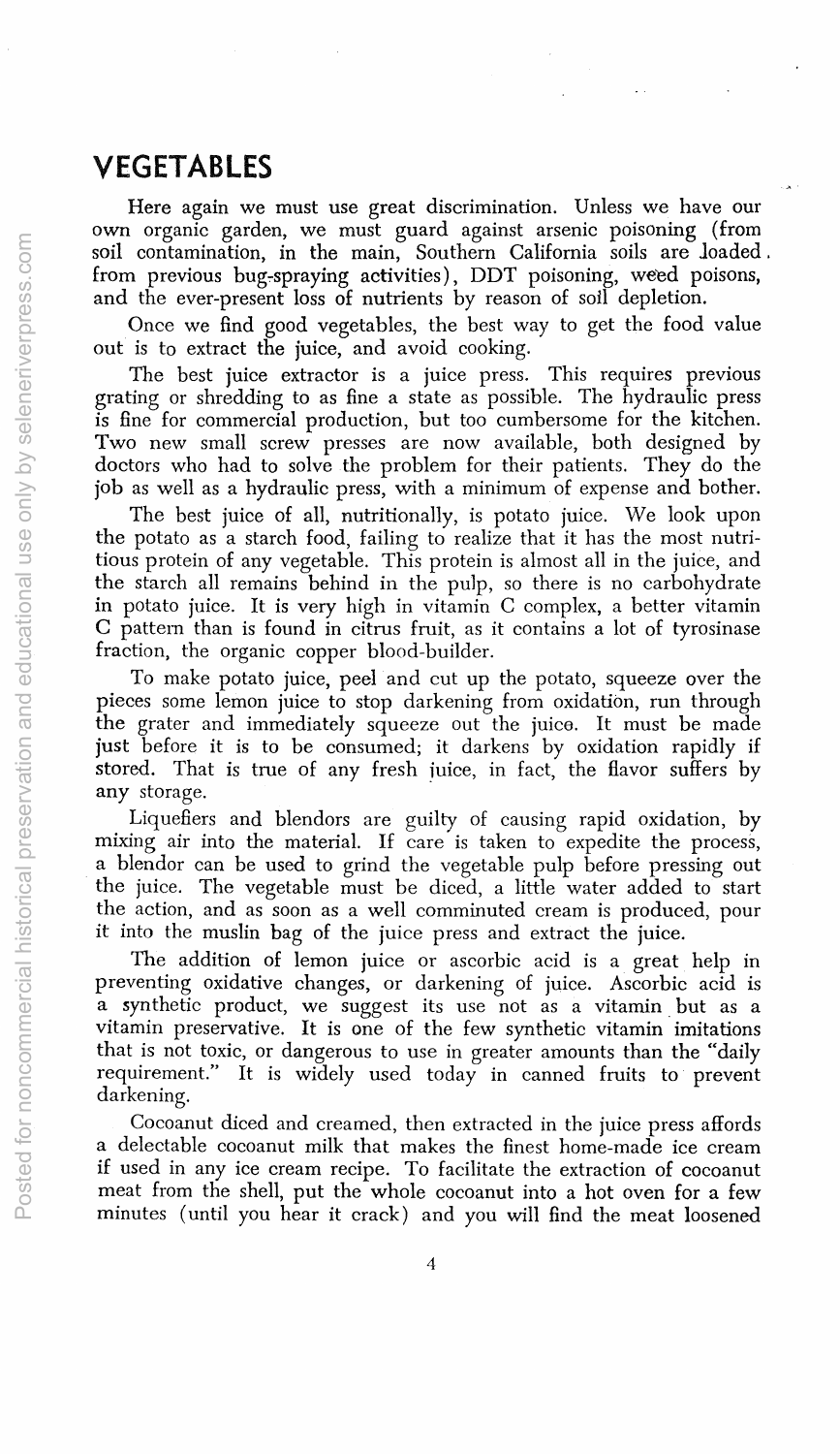## VEGETABLES

Here again we must use great discrimination. Unless we have our own organic garden, we must guard against arsenic poisoning (from soil contamination, in the main, Southern California soils are loaded from previous bug-spraying activities), DDT poisoning, weed poisons, and the ever-present loss of nutrients by reason of soil depletion.

Once we find good vegetables, the best way to get the food value out is to extract the juice, and avoid cooking.

The best juice extractor is a juice press. This requires previous grating or shredding to as fine a state as possible. The hydraulic press is fine for commercial production, but too cumbersome for the kitchen. Two new small screw presses are now available, both designed by doctors who had to solve the problem for their patients. They do the job as well as a hydraulic press, with a minimum of expense and bother.

The best juice of all, nutritionally, is potato juice. We look upon the potato as a starch food, failing to realize that it has the most nutritious protein of any vegetable. This protein is almost all in the juice, and the starch all remains behind in the pulp, so there is no carbohydrate in potato juice. It is very high in vitamin C complex, a better vitamin C pattern than is found in citrus fruit, as it contains a lot of tyrosinase fraction, the organic copper blood-builder.

To make potato juice, peel and cut up the potato, squeeze over the pieces some lemon juice to stop darkening from oxidation, run through the grater and immediately squeeze out the juice. It must be made just before it is to be consumed; it darkens by oxidation rapidly if stored. That is true of any fresh juice, in fact, the flavor suffers by any storage.

Liquefiers and blendors are guilty of causing rapid oxidation, by mixing air into the material. If care is taken to expedite the process, a blendor can be used to grind the vegetable pulp before pressing out the juice. The vegetable must be diced, a little water added to start the action, and as soon as a well comminuted cream is produced, pour it into the muslin bag of the juice press and extract the juice.

The addition of lemon juice or ascorbic acid is a great help in preventing oxidative changes, or darkening of juice. Ascorbic acid is a synthetic product, we suggest its use not as a vitamin but as a vitamin preservative. It is one of the few synthetic vitamin imitations that is not toxic, or dangerous to use in greater amounts than the "daily requirement." It is widely used today in canned fruits to prevent darkening.

Cocoanut diced and creamed, then extracted in the juice press affords a delectable cocoanut milk that makes the finest home-made ice cream if used in any ice cream recipe. To facilitate the extraction of cocoanut meat from the shell, put the whole cocoanut into a hot oven for a few minutes (until you hear it crack) and you will find the meat loosened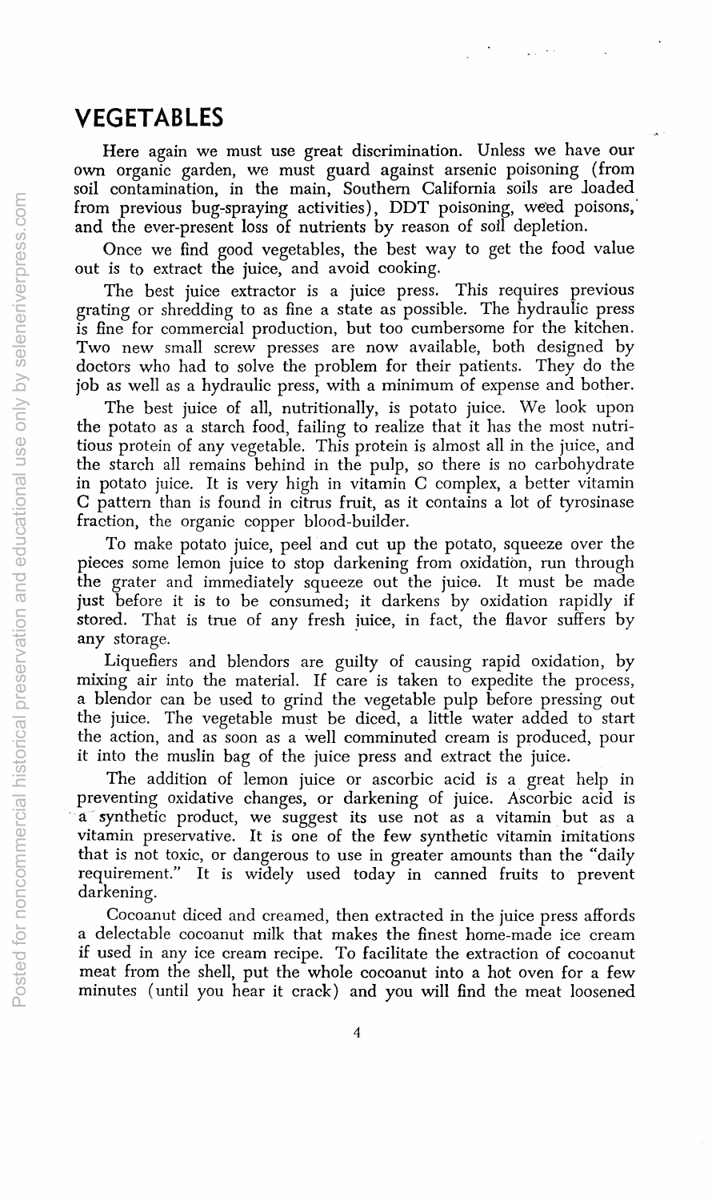## VEGETABLES

Here again we must use great discrimination. Unless we have our own organic garden, we must guard against arsenic poisoning (from soil contamination, in the main, Southern California soils are loaded from previous bug-spraying activities), DDT poisoning, weed poisons, and the ever-present loss of nutrients by reason of soil depletion.

Once we find good vegetables, the best way to get the food value out is to extract the juice, and avoid cooking.

The best juice extractor is a juice press. This requires previous grating or shredding to as fine a state as possible. The hydraulic press is fine for commercial production, but too cumbersome for the kitchen. Two new small screw presses are now available, both designed by doctors who had to solve the problem for their patients. They do the job as well as a hydraulic press, with a minimum of expense and bother.

The best juice of all, nutritionally, is potato juice. We look upon the potato as a starch food, failing to realize that it has the most nutritious protein of any vegetable. This protein is almost all in the juice, and the starch all remains behind in the pulp, so there is no carbohydrate in potato juice. It is very high in vitamin C complex, a better vitamin C pattern than is found in citrus fruit, as it contains a lot of tyrosinase fraction, the organic copper blood-builder.

To make potato juice, peel and cut up the potato, squeeze over the pieces some lemon juice to stop darkening from oxidation, run through the grater and immediately squeeze out the juice. It must be made just before it is to be consumed; it darkens by oxidation rapidly if stored. That is true of any fresh juice, in fact, the flavor suffers by any storage.

Liquefiers and blendors are guilty of causing rapid oxidation, by mixing air into the material. If care is taken to expedite the process, a blendor can be used to grind the vegetable pulp before pressing out the juice. The vegetable must be diced, a little water added to start the action, and as soon as a well comminuted cream is produced, pour it into the muslin bag of the juice press and extract the juice.

The addition of lemon juice or ascorbic acid is a great help in preventing oxidative changes, or darkening of juice. Ascorbic acid is a synthetic product, we suggest its use not as a vitamin but as a vitamin preservative. It is one of the few synthetic vitamin imitations that is not toxic, or dangerous to use in greater amounts than the "daily requirement." It is widely used today in canned fruits to prevent darkening.

Cocoanut diced and creamed, then extracted in the juice press affords a delectable cocoanut milk that makes the finest home-made ice cream if used in any ice cream recipe. To facilitate the extraction of cocoanut meat from the shell, put the whole cocoanut into a hot oven for a few minutes (until you hear it crack) and you will find the meat loosened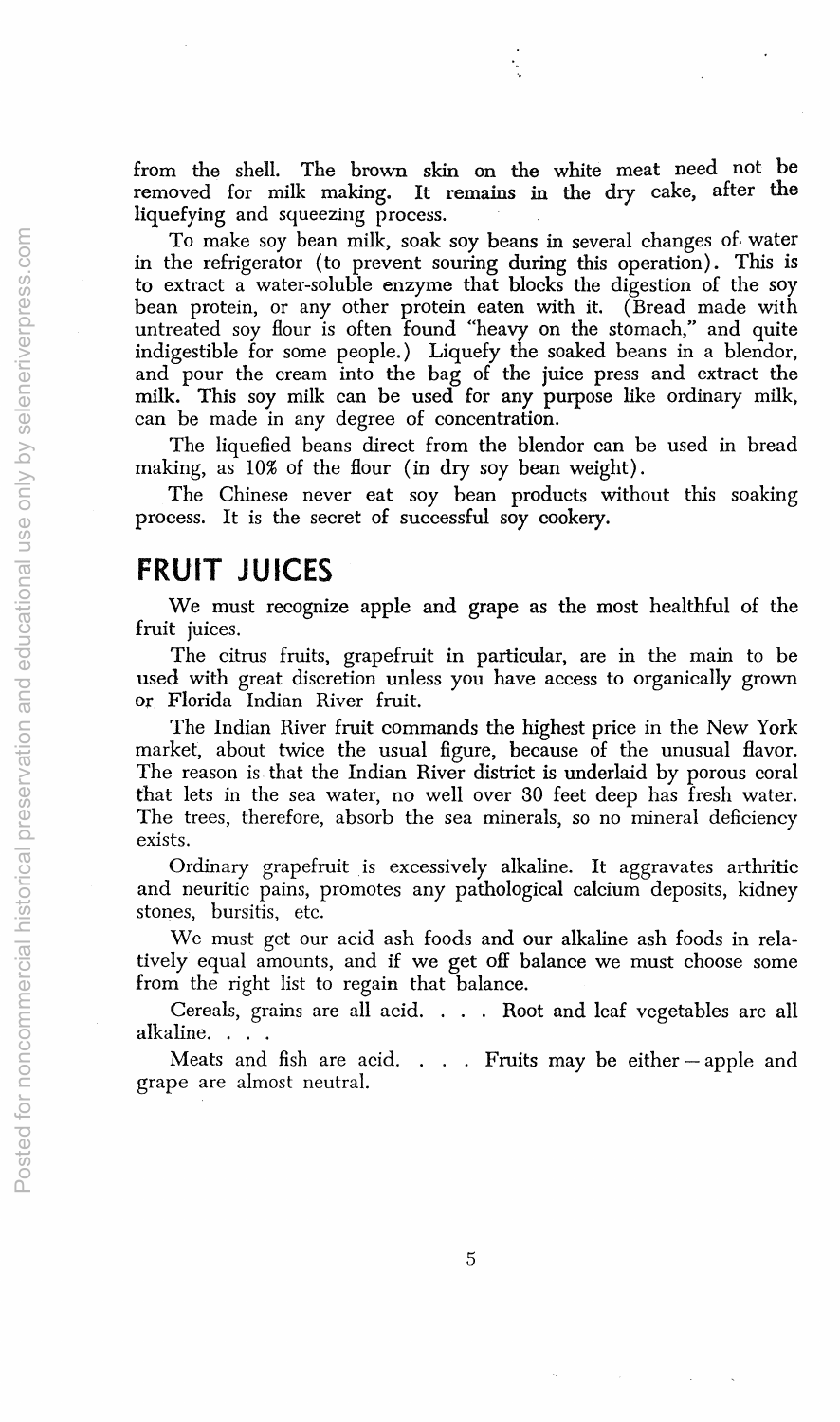from the shell. The brown skin on the white meat need not be removed for milk making. It remains in the dry cake, after the liquefying and squeezing process.

To make soy bean milk, soak soy beans in several changes of water in the refrigerator (to prevent souring during this operation). This is to extract a water-soluble enzyme that blocks the digestion of the soy bean protein, or any other protein eaten with it. (Bread made with untreated soy flour is often found "heavy on the stomach," and quite indigestible for some people.) Liquefy the soaked beans in a blendor, and pour the cream into the bag of the juice press and extract the milk. This soy milk can be used for any purpose like ordinary milk, can be made in any degree of concentration.

The liquefied beans direct from the blendor can be used in bread making, as 10% of the flour (in dry soy bean weight).

The Chinese never eat soy bean products without this soaking process. It is the secret of successful soy cookery.

## FRUIT JUICES

We must recognize apple and grape as the most healthful of the fruit juices.

The citrus fruits, grapefruit in particular, are in the main to be used with great discretion unless you have access to organically grown or Florida Indian River fruit.

The Indian River fruit commands the highest price in the New York market, about twice the usual figure, because of the unusual flavor. The reason is that the Indian River district is underlaid by porous coral that lets in the sea water, no well over 30 feet deep has fresh water. The trees, therefore, absorb the sea minerals, so no mineral deficiency exists.

Ordinary grapefruit is excessively alkaline. It aggravates arthritic and neuritic pains, promotes any pathological calcium deposits, kidney stones, bursitis, etc.

We must get our acid ash foods and our alkaline ash foods in relatively equal amounts, and if we get off balance we must choose some from the right list to regain that balance.

Cereals, grains are all acid. . . . Root and leaf vegetables are all alkaline. . . .

Meats and fish are acid. . . . Fruits may be either — apple and grape are almost neutral.